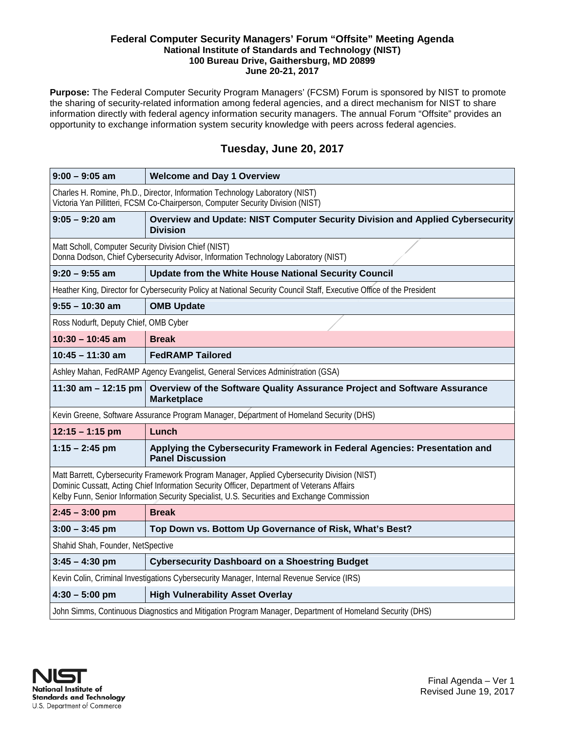# Federal Computer Security Managers' Forum "Offsite" Meeting Agenda

**National Institute of Standards and Technology (NIST)**
**100 Bureau Drive, Gaithersburg, MD 20899**
**June 20-21, 2017**

**Purpose:** The Federal Computer Security Program Managers' (FCSM) Forum is sponsored by NIST to promote the sharing of security-related information among federal agencies, and a direct mechanism for NIST to share information directly with federal agency information security managers. The annual Forum "Offsite" provides an opportunity to exchange information system security knowledge with peers across federal agencies.

## Tuesday, June 20, 2017

| Time | Session |
|---|---|
| **9:00 – 9:05 am** | **Welcome and Day 1 Overview** |
| Charles H. Romine, Ph.D., Director, Information Technology Laboratory (NIST)<br>Victoria Yan Pillitteri, FCSM Co-Chairperson, Computer Security Division (NIST) | |
| **9:05 – 9:20 am** | **Overview and Update: NIST Computer Security Division and Applied Cybersecurity Division** |
| Matt Scholl, Computer Security Division Chief (NIST)<br>Donna Dodson, Chief Cybersecurity Advisor, Information Technology Laboratory (NIST) | |
| **9:20 – 9:55 am** | **Update from the White House National Security Council** |
| Heather King, Director for Cybersecurity Policy at National Security Council Staff, Executive Office of the President | |
| **9:55 – 10:30 am** | **OMB Update** |
| Ross Nodurft, Deputy Chief, OMB Cyber | |
| **10:30 – 10:45 am** | **Break** |
| **10:45 – 11:30 am** | **FedRAMP Tailored** |
| Ashley Mahan, FedRAMP Agency Evangelist, General Services Administration (GSA) | |
| **11:30 am – 12:15 pm** | **Overview of the Software Quality Assurance Project and Software Assurance Marketplace** |
| Kevin Greene, Software Assurance Program Manager, Department of Homeland Security (DHS) | |
| **12:15 – 1:15 pm** | **Lunch** |
| **1:15 – 2:45 pm** | **Applying the Cybersecurity Framework in Federal Agencies: Presentation and Panel Discussion** |
| Matt Barrett, Cybersecurity Framework Program Manager, Applied Cybersecurity Division (NIST)<br>Dominic Cussatt, Acting Chief Information Security Officer, Department of Veterans Affairs<br>Kelby Funn, Senior Information Security Specialist, U.S. Securities and Exchange Commission | |
| **2:45 – 3:00 pm** | **Break** |
| **3:00 – 3:45 pm** | **Top Down vs. Bottom Up Governance of Risk, What's Best?** |
| Shahid Shah, Founder, NetSpective | |
| **3:45 – 4:30 pm** | **Cybersecurity Dashboard on a Shoestring Budget** |
| Kevin Colin, Criminal Investigations Cybersecurity Manager, Internal Revenue Service (IRS) | |
| **4:30 – 5:00 pm** | **High Vulnerability Asset Overlay** |
| John Simms, Continuous Diagnostics and Mitigation Program Manager, Department of Homeland Security (DHS) | |

NIST
National Institute of Standards and Technology
U.S. Department of Commerce

Final Agenda – Ver 1
Revised June 19, 2017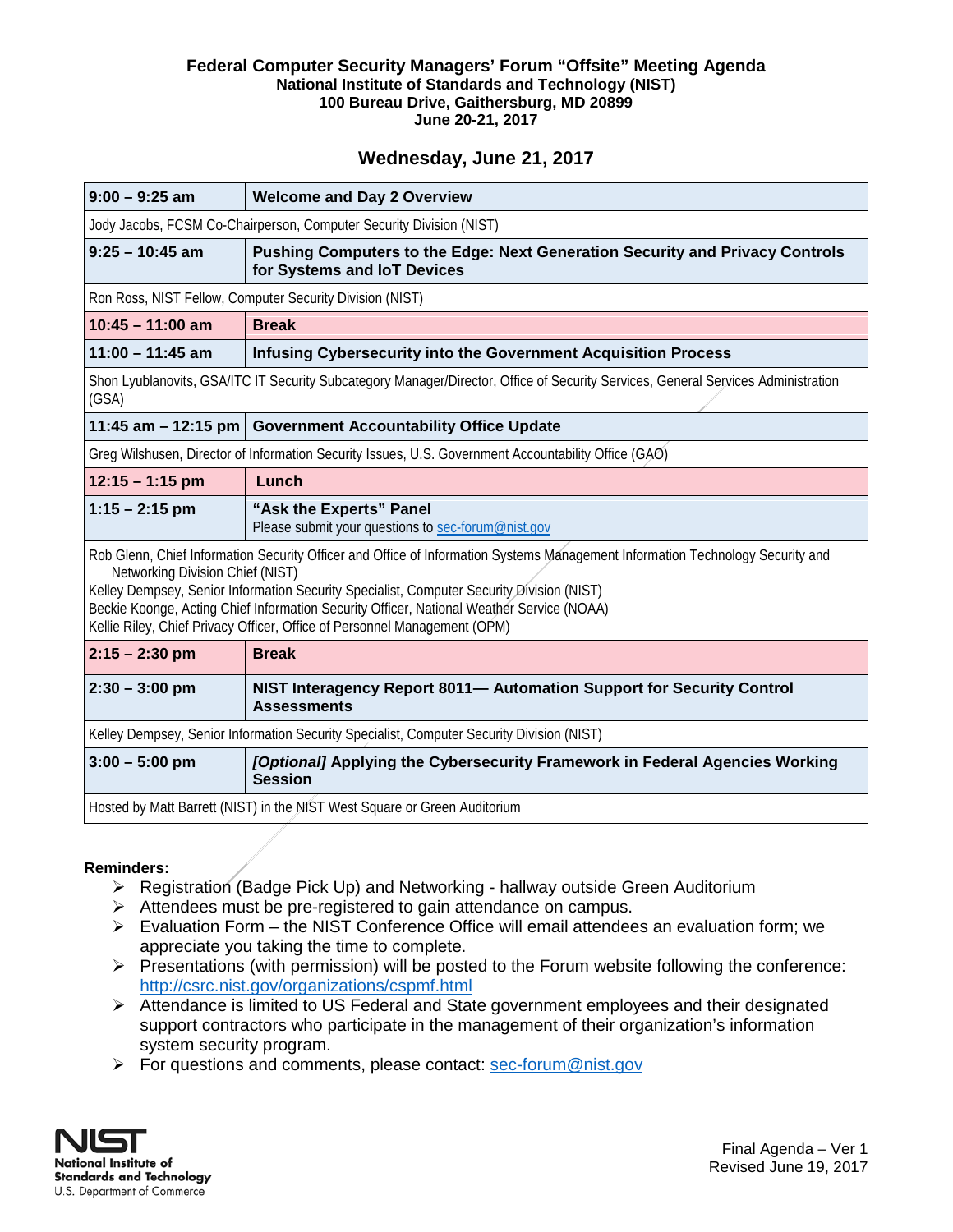**Federal Computer Security Managers' Forum "Offsite" Meeting Agenda**
**National Institute of Standards and Technology (NIST)**
**100 Bureau Drive, Gaithersburg, MD 20899**
**June 20-21, 2017**

## Wednesday, June 21, 2017

| | |
|---|---|
| **9:00 – 9:25 am** | **Welcome and Day 2 Overview** |
| Jody Jacobs, FCSM Co-Chairperson, Computer Security Division (NIST) | |
| **9:25 – 10:45 am** | **Pushing Computers to the Edge: Next Generation Security and Privacy Controls for Systems and IoT Devices** |
| Ron Ross, NIST Fellow, Computer Security Division (NIST) | |
| **10:45 – 11:00 am** | **Break** |
| **11:00 – 11:45 am** | **Infusing Cybersecurity into the Government Acquisition Process** |
| Shon Lyublanovits, GSA/ITC IT Security Subcategory Manager/Director, Office of Security Services, General Services Administration (GSA) | |
| **11:45 am – 12:15 pm** | **Government Accountability Office Update** |
| Greg Wilshusen, Director of Information Security Issues, U.S. Government Accountability Office (GAO) | |
| **12:15 – 1:15 pm** | **Lunch** |
| **1:15 – 2:15 pm** | **"Ask the Experts" Panel**<br>Please submit your questions to sec-forum@nist.gov |
| Rob Glenn, Chief Information Security Officer and Office of Information Systems Management Information Technology Security and Networking Division Chief (NIST)<br>Kelley Dempsey, Senior Information Security Specialist, Computer Security Division (NIST)<br>Beckie Koonge, Acting Chief Information Security Officer, National Weather Service (NOAA)<br>Kellie Riley, Chief Privacy Officer, Office of Personnel Management (OPM) | |
| **2:15 – 2:30 pm** | **Break** |
| **2:30 – 3:00 pm** | **NIST Interagency Report 8011— Automation Support for Security Control Assessments** |
| Kelley Dempsey, Senior Information Security Specialist, Computer Security Division (NIST) | |
| **3:00 – 5:00 pm** | ***[Optional]* Applying the Cybersecurity Framework in Federal Agencies Working Session** |
| Hosted by Matt Barrett (NIST) in the NIST West Square or Green Auditorium | |

**Reminders:**

- Registration (Badge Pick Up) and Networking - hallway outside Green Auditorium
- Attendees must be pre-registered to gain attendance on campus.
- Evaluation Form – the NIST Conference Office will email attendees an evaluation form; we appreciate you taking the time to complete.
- Presentations (with permission) will be posted to the Forum website following the conference: http://csrc.nist.gov/organizations/cspmf.html
- Attendance is limited to US Federal and State government employees and their designated support contractors who participate in the management of their organization's information system security program.
- For questions and comments, please contact: sec-forum@nist.gov

NIST
National Institute of Standards and Technology
U.S. Department of Commerce

Final Agenda – Ver 1
Revised June 19, 2017